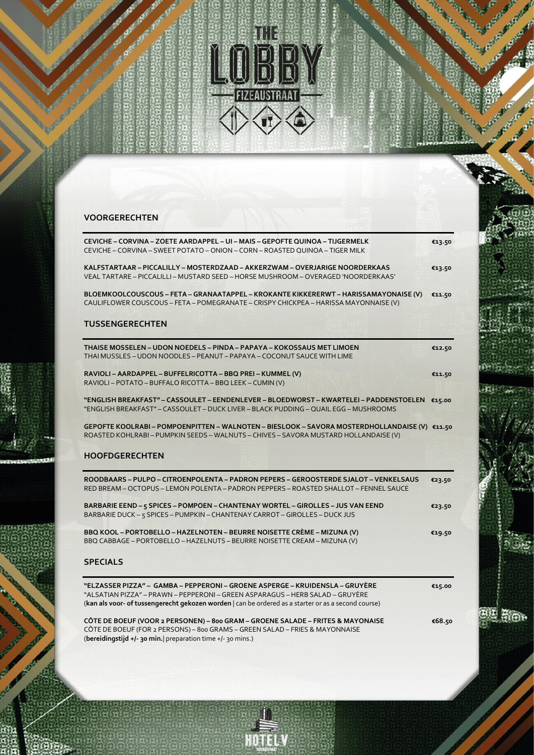# THE LOBBY

FIZEAUSTRAAT

## VOORGERECHTEN

**CEVICHE – CORVINA – ZOETE AARDAPPEL – UI – MAIS – GEPOFTE QUINOA – TIJGERMELK** **€13.50**
CEVICHE – CORVINA – SWEET POTATO – ONION – CORN – ROASTED QUINOA – TIGER MILK

**KALFSTARTAAR – PICCALILLY – MOSTERDZAAD – AKKERZWAM – OVERJARIGE NOORDERKAAS** **€13.50**
VEAL TARTARE – PICCALILLI – MUSTARD SEED – HORSE MUSHROOM – OVERAGED 'NOORDERKAAS'

**BLOEMKOOLCOUSCOUS – FETA – GRANAATAPPEL – KROKANTE KIKKERERWT – HARISSAMAYONAISE (V)** **€11.50**
CAULIFLOWER COUSCOUS – FETA – POMEGRANATE – CRISPY CHICKPEA – HARISSA MAYONNAISE (V)

## TUSSENGERECHTEN

**THAISE MOSSELEN – UDON NOEDELS – PINDA – PAPAYA – KOKOSSAUS MET LIMOEN** **€12.50**
THAI MUSSLES – UDON NOODLES – PEANUT – PAPAYA – COCONUT SAUCE WITH LIME

**RAVIOLI – AARDAPPEL – BUFFELRICOTTA – BBQ PREI – KUMMEL (V)** **€11.50**
RAVIOLI – POTATO – BUFFALO RICOTTA – BBQ LEEK – CUMIN (V)

**"ENGLISH BREAKFAST" – CASSOULET – EENDENLEVER – BLOEDWORST – KWARTELEI – PADDENSTOELEN** **€15.00**
"ENGLISH BREAKFAST" – CASSOULET – DUCK LIVER – BLACK PUDDING – QUAIL EGG – MUSHROOMS

**GEPOFTE KOOLRABI – POMPOENPITTEN – WALNOTEN – BIESLOOK – SAVORA MOSTERDHOLLANDAISE (V)** **€11.50**
ROASTED KOHLRABI – PUMPKIN SEEDS – WALNUTS – CHIVES – SAVORA MUSTARD HOLLANDAISE (V)

## HOOFDGERECHTEN

**ROODBAARS – PULPO – CITROENPOLENTA – PADRON PEPERS – GEROOSTERDE SJALOT – VENKELSAUS** **€23.50**
RED BREAM – OCTOPUS – LEMON POLENTA – PADRON PEPPERS – ROASTED SHALLOT – FENNEL SAUCE

**BARBARIE EEND – 5 SPICES – POMPOEN – CHANTENAY WORTEL – GIROLLES – JUS VAN EEND** **€23.50**
BARBARIE DUCK – 5 SPICES – PUMPKIN – CHANTENAY CARROT – GIROLLES – DUCK JUS

**BBQ KOOL – PORTOBELLO – HAZELNOTEN – BEURRE NOISETTE CRÈME – MIZUNA (V)** **€19.50**
BBQ CABBAGE – PORTOBELLO – HAZELNUTS – BEURRE NOISETTE CREAM – MIZUNA (V)

## SPECIALS

**"ELZASSER PIZZA" – GAMBA – PEPPERONI – GROENE ASPERGE – KRUIDENSLA – GRUYÈRE** **€15.00**
"ALSATIAN PIZZA" – PRAWN – PEPPERONI – GREEN ASPARAGUS – HERB SALAD – GRUYÈRE
(**kan als voor- of tussengerecht gekozen worden** | can be ordered as a starter or as a second course)

**CÔTE DE BOEUF (VOOR 2 PERSONEN) – 800 GRAM – GROENE SALADE – FRITES & MAYONAISE** **€68.50**
CÔTE DE BOEUF (FOR 2 PERSONS) – 800 GRAMS – GREEN SALAD – FRIES & MAYONNAISE
(**bereidingstijd +/- 30 min.**| preparation time +/- 30 mins.)

HOTEL V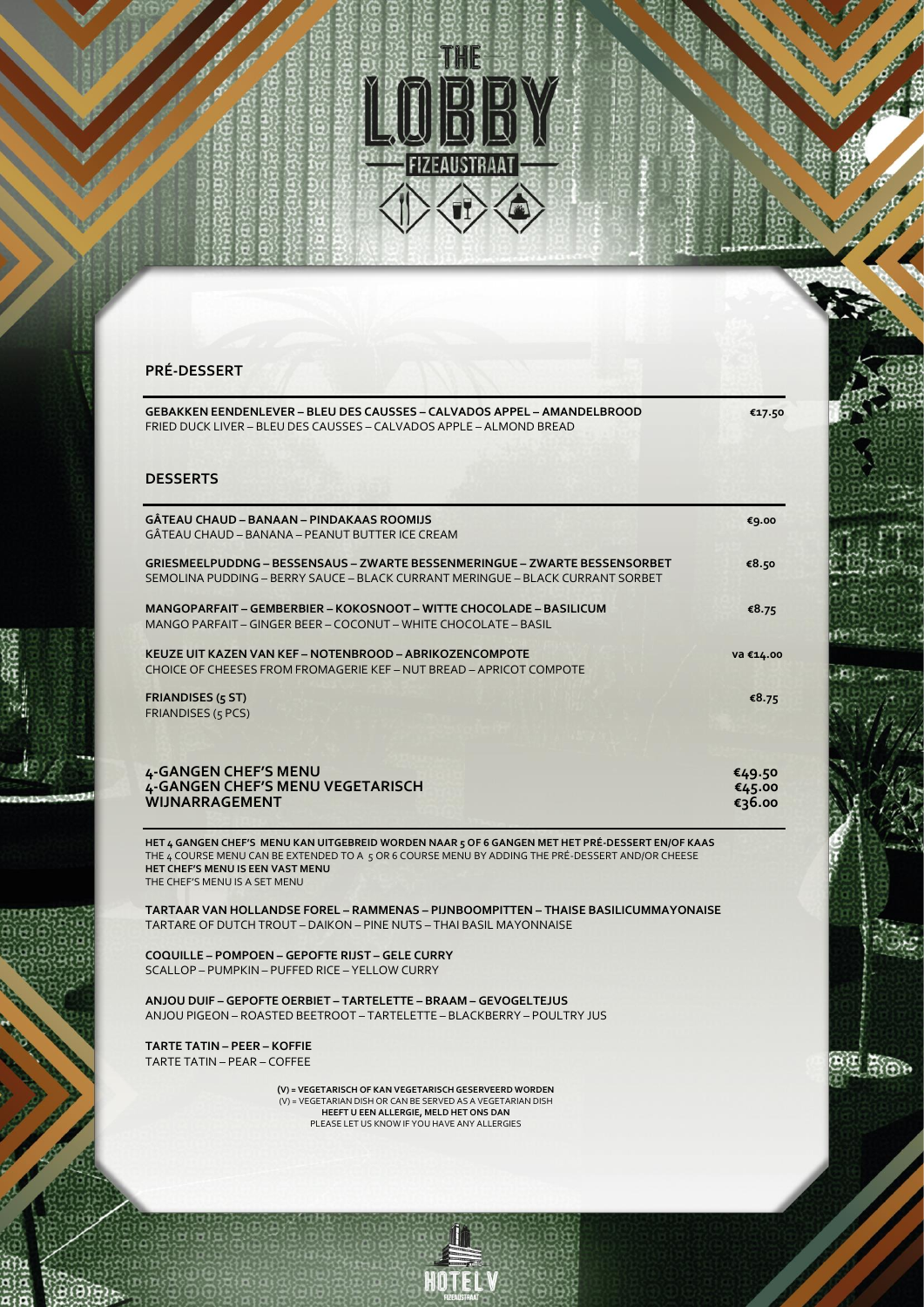THE LOBBY FIZEAUSTRAAT

## PRÉ-DESSERT

| | |
|---|---|
| **GEBAKKEN EENDENLEVER – BLEU DES CAUSSES – CALVADOS APPEL – AMANDELBROOD**<br>FRIED DUCK LIVER – BLEU DES CAUSSES – CALVADOS APPLE – ALMOND BREAD | **€17.50** |

## DESSERTS

| | |
|---|---|
| **GÂTEAU CHAUD – BANAAN – PINDAKAAS ROOMIJS**<br>GÂTEAU CHAUD – BANANA – PEANUT BUTTER ICE CREAM | **€9.00** |
| **GRIESMEELPUDDNG – BESSENSAUS – ZWARTE BESSENMERINGUE – ZWARTE BESSENSORBET**<br>SEMOLINA PUDDING – BERRY SAUCE – BLACK CURRANT MERINGUE – BLACK CURRANT SORBET | **€8.50** |
| **MANGOPARFAIT – GEMBERBIER – KOKOSNOOT – WITTE CHOCOLADE – BASILICUM**<br>MANGO PARFAIT – GINGER BEER – COCONUT – WHITE CHOCOLATE – BASIL | **€8.75** |
| **KEUZE UIT KAZEN VAN KEF – NOTENBROOD – ABRIKOZENCOMPOTE**<br>CHOICE OF CHEESES FROM FROMAGERIE KEF – NUT BREAD – APRICOT COMPOTE | **va €14.00** |
| **FRIANDISES (5 ST)**<br>FRIANDISES (5 PCS) | **€8.75** |

| | |
|---|---|
| **4-GANGEN CHEF'S MENU** | **€49.50** |
| **4-GANGEN CHEF'S MENU VEGETARISCH** | **€45.00** |
| **WIJNARRAGEMENT** | **€36.00** |

**HET 4 GANGEN CHEF'S MENU KAN UITGEBREID WORDEN NAAR 5 OF 6 GANGEN MET HET PRÉ-DESSERT EN/OF KAAS**
THE 4 COURSE MENU CAN BE EXTENDED TO A 5 OR 6 COURSE MENU BY ADDING THE PRÉ-DESSERT AND/OR CHEESE
**HET CHEF'S MENU IS EEN VAST MENU**
THE CHEF'S MENU IS A SET MENU

**TARTAAR VAN HOLLANDSE FOREL – RAMMENAS – PIJNBOOMPITTEN – THAISE BASILICUMMAYONAISE**
TARTARE OF DUTCH TROUT – DAIKON – PINE NUTS – THAI BASIL MAYONNAISE

**COQUILLE – POMPOEN – GEPOFTE RIJST – GELE CURRY**
SCALLOP – PUMPKIN – PUFFED RICE – YELLOW CURRY

**ANJOU DUIF – GEPOFTE OERBIET – TARTELETTE – BRAAM – GEVOGELTEJUS**
ANJOU PIGEON – ROASTED BEETROOT – TARTELETTE – BLACKBERRY – POULTRY JUS

**TARTE TATIN – PEER – KOFFIE**
TARTE TATIN – PEAR – COFFEE

**(V) = VEGETARISCH OF KAN VEGETARISCH GESERVEERD WORDEN**
(V) = VEGETARIAN DISH OR CAN BE SERVED AS A VEGETARIAN DISH
**HEEFT U EEN ALLERGIE, MELD HET ONS DAN**
PLEASE LET US KNOW IF YOU HAVE ANY ALLERGIES

HOTEL V FIZEAUSTRAAT